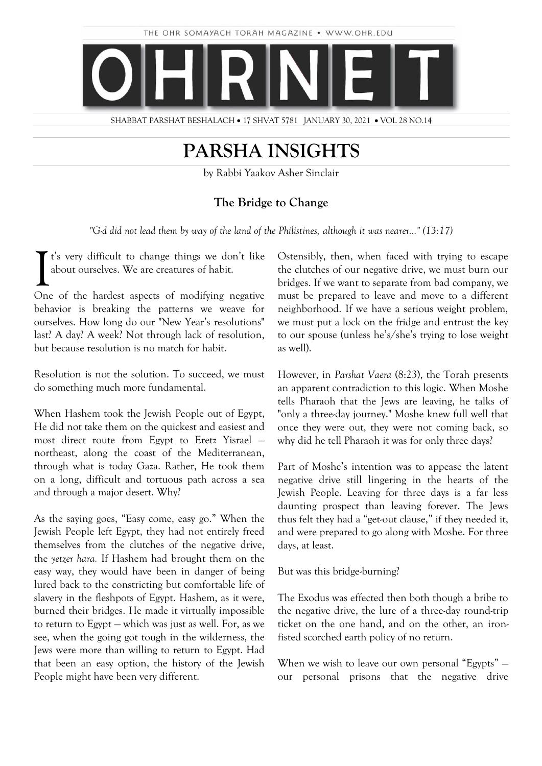THE OHR SOMAYACH TORAH MAGAZINE • WWW.OHR.EDU

# OHRNET

SHABBAT PARSHAT BESHALACH • 17 SHVAT 5781 JANUARY 30, 2021 • VOL 28 NO.14

# PARSHA INSIGHTS

by Rabbi Yaakov Asher Sinclair

### The Bridge to Change

*"G-d did not lead them by way of the land of the Philistines, although it was nearer..." (13:17)*

It's very difficult to change things we don't like about ourselves. We are creatures of habit.

One of the hardest aspects of modifying negative behavior is breaking the patterns we weave for ourselves. How long do our "New Year's resolutions" last? A day? A week? Not through lack of resolution, but because resolution is no match for habit.

Resolution is not the solution. To succeed, we must do something much more fundamental.

When Hashem took the Jewish People out of Egypt, He did not take them on the quickest and easiest and most direct route from Egypt to Eretz Yisrael — northeast, along the coast of the Mediterranean, through what is today Gaza. Rather, He took them on a long, difficult and tortuous path across a sea and through a major desert. Why?

As the saying goes, "Easy come, easy go." When the Jewish People left Egypt, they had not entirely freed themselves from the clutches of the negative drive, the *yetzer hara.* If Hashem had brought them on the easy way, they would have been in danger of being lured back to the constricting but comfortable life of slavery in the fleshpots of Egypt. Hashem, as it were, burned their bridges. He made it virtually impossible to return to Egypt — which was just as well. For, as we see, when the going got tough in the wilderness, the Jews were more than willing to return to Egypt. Had that been an easy option, the history of the Jewish People might have been very different.

Ostensibly, then, when faced with trying to escape the clutches of our negative drive, we must burn our bridges. If we want to separate from bad company, we must be prepared to leave and move to a different neighborhood. If we have a serious weight problem, we must put a lock on the fridge and entrust the key to our spouse (unless he's/she's trying to lose weight as well).

However, in *Parshat Vaera* (8:23), the Torah presents an apparent contradiction to this logic. When Moshe tells Pharaoh that the Jews are leaving, he talks of "only a three-day journey." Moshe knew full well that once they were out, they were not coming back, so why did he tell Pharaoh it was for only three days?

Part of Moshe's intention was to appease the latent negative drive still lingering in the hearts of the Jewish People. Leaving for three days is a far less daunting prospect than leaving forever. The Jews thus felt they had a "get-out clause," if they needed it, and were prepared to go along with Moshe. For three days, at least.

But was this bridge-burning?

The Exodus was effected then both though a bribe to the negative drive, the lure of a three-day round-trip ticket on the one hand, and on the other, an iron-fisted scorched earth policy of no return.

When we wish to leave our own personal "Egypts" — our personal prisons that the negative drive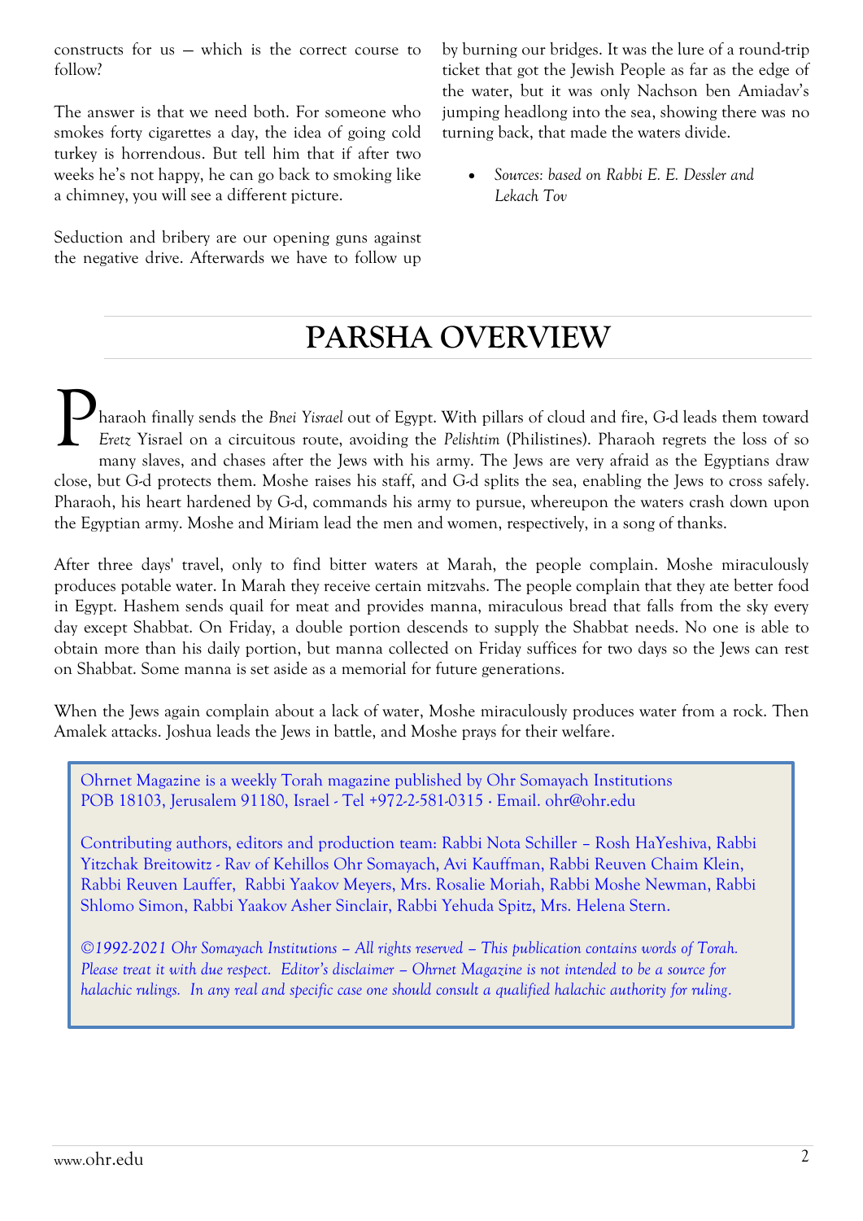constructs for us — which is the correct course to follow?

The answer is that we need both. For someone who smokes forty cigarettes a day, the idea of going cold turkey is horrendous. But tell him that if after two weeks he's not happy, he can go back to smoking like a chimney, you will see a different picture.

Seduction and bribery are our opening guns against the negative drive. Afterwards we have to follow up by burning our bridges. It was the lure of a round-trip ticket that got the Jewish People as far as the edge of the water, but it was only Nachson ben Amiadav's jumping headlong into the sea, showing there was no turning back, that made the waters divide.

- *Sources: based on Rabbi E. E. Dessler and Lekach Tov*

# PARSHA OVERVIEW

Pharaoh finally sends the *Bnei Yisrael* out of Egypt. With pillars of cloud and fire, G-d leads them toward *Eretz* Yisrael on a circuitous route, avoiding the *Pelishtim* (Philistines). Pharaoh regrets the loss of so many slaves, and chases after the Jews with his army. The Jews are very afraid as the Egyptians draw close, but G-d protects them. Moshe raises his staff, and G-d splits the sea, enabling the Jews to cross safely. Pharaoh, his heart hardened by G-d, commands his army to pursue, whereupon the waters crash down upon the Egyptian army. Moshe and Miriam lead the men and women, respectively, in a song of thanks.

After three days' travel, only to find bitter waters at Marah, the people complain. Moshe miraculously produces potable water. In Marah they receive certain mitzvahs. The people complain that they ate better food in Egypt. Hashem sends quail for meat and provides manna, miraculous bread that falls from the sky every day except Shabbat. On Friday, a double portion descends to supply the Shabbat needs. No one is able to obtain more than his daily portion, but manna collected on Friday suffices for two days so the Jews can rest on Shabbat. Some manna is set aside as a memorial for future generations.

When the Jews again complain about a lack of water, Moshe miraculously produces water from a rock. Then Amalek attacks. Joshua leads the Jews in battle, and Moshe prays for their welfare.

Ohrnet Magazine is a weekly Torah magazine published by Ohr Somayach Institutions
POB 18103, Jerusalem 91180, Israel - Tel +972-2-581-0315 · Email. ohr@ohr.edu

Contributing authors, editors and production team: Rabbi Nota Schiller – Rosh HaYeshiva, Rabbi Yitzchak Breitowitz - Rav of Kehillos Ohr Somayach, Avi Kauffman, Rabbi Reuven Chaim Klein, Rabbi Reuven Lauffer, Rabbi Yaakov Meyers, Mrs. Rosalie Moriah, Rabbi Moshe Newman, Rabbi Shlomo Simon, Rabbi Yaakov Asher Sinclair, Rabbi Yehuda Spitz, Mrs. Helena Stern.

*©1992-2021 Ohr Somayach Institutions – All rights reserved – This publication contains words of Torah. Please treat it with due respect. Editor's disclaimer – Ohrnet Magazine is not intended to be a source for halachic rulings. In any real and specific case one should consult a qualified halachic authority for ruling.*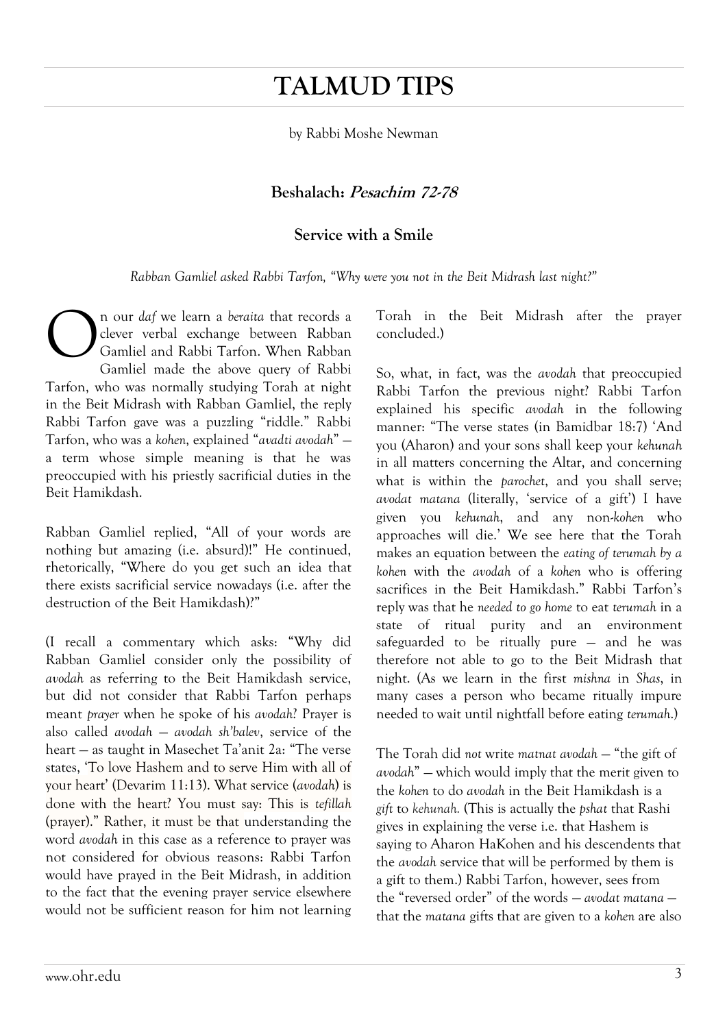# TALMUD TIPS

by Rabbi Moshe Newman

### Beshalach: *Pesachim 72-78*

### Service with a Smile

*Rabban Gamliel asked Rabbi Tarfon, "Why were you not in the Beit Midrash last night?"*

On our *daf* we learn a *beraita* that records a clever verbal exchange between Rabban Gamliel and Rabbi Tarfon. When Rabban Gamliel made the above query of Rabbi Tarfon, who was normally studying Torah at night in the Beit Midrash with Rabban Gamliel, the reply Rabbi Tarfon gave was a puzzling "riddle." Rabbi Tarfon, who was a *kohen*, explained "*avadti avodah*" — a term whose simple meaning is that he was preoccupied with his priestly sacrificial duties in the Beit Hamikdash.

Rabban Gamliel replied, "All of your words are nothing but amazing (i.e. absurd)!" He continued, rhetorically, "Where do you get such an idea that there exists sacrificial service nowadays (i.e. after the destruction of the Beit Hamikdash)?"

(I recall a commentary which asks: "Why did Rabban Gamliel consider only the possibility of *avodah* as referring to the Beit Hamikdash service, but did not consider that Rabbi Tarfon perhaps meant *prayer* when he spoke of his *avodah*? Prayer is also called *avodah* — *avodah sh'balev*, service of the heart — as taught in Masechet Ta'anit 2a: "The verse states, 'To love Hashem and to serve Him with all of your heart' (Devarim 11:13). What service (*avodah*) is done with the heart? You must say: This is *tefillah* (prayer)." Rather, it must be that understanding the word *avodah* in this case as a reference to prayer was not considered for obvious reasons: Rabbi Tarfon would have prayed in the Beit Midrash, in addition to the fact that the evening prayer service elsewhere would not be sufficient reason for him not learning Torah in the Beit Midrash after the prayer concluded.)

So, what, in fact, was the *avodah* that preoccupied Rabbi Tarfon the previous night? Rabbi Tarfon explained his specific *avodah* in the following manner: "The verse states (in Bamidbar 18:7) 'And you (Aharon) and your sons shall keep your *kehunah* in all matters concerning the Altar, and concerning what is within the *parochet*, and you shall serve; *avodat matana* (literally, 'service of a gift') I have given you *kehunah*, and any non-*kohen* who approaches will die.' We see here that the Torah makes an equation between the *eating of terumah by a kohen* with the *avodah* of a *kohen* who is offering sacrifices in the Beit Hamikdash." Rabbi Tarfon's reply was that he *needed to go home* to eat *terumah* in a state of ritual purity and an environment safeguarded to be ritually pure — and he was therefore not able to go to the Beit Midrash that night. (As we learn in the first *mishna* in *Shas*, in many cases a person who became ritually impure needed to wait until nightfall before eating *terumah*.)

The Torah did *not* write *matnat avodah* — "the gift of *avodah*" — which would imply that the merit given to the *kohen* to do *avodah* in the Beit Hamikdash is a *gift* to *kehunah*. (This is actually the *pshat* that Rashi gives in explaining the verse i.e. that Hashem is saying to Aharon HaKohen and his descendents that the *avodah* service that will be performed by them is a gift to them.) Rabbi Tarfon, however, sees from the "reversed order" of the words — *avodat matana* — that the *matana* gifts that are given to a *kohen* are also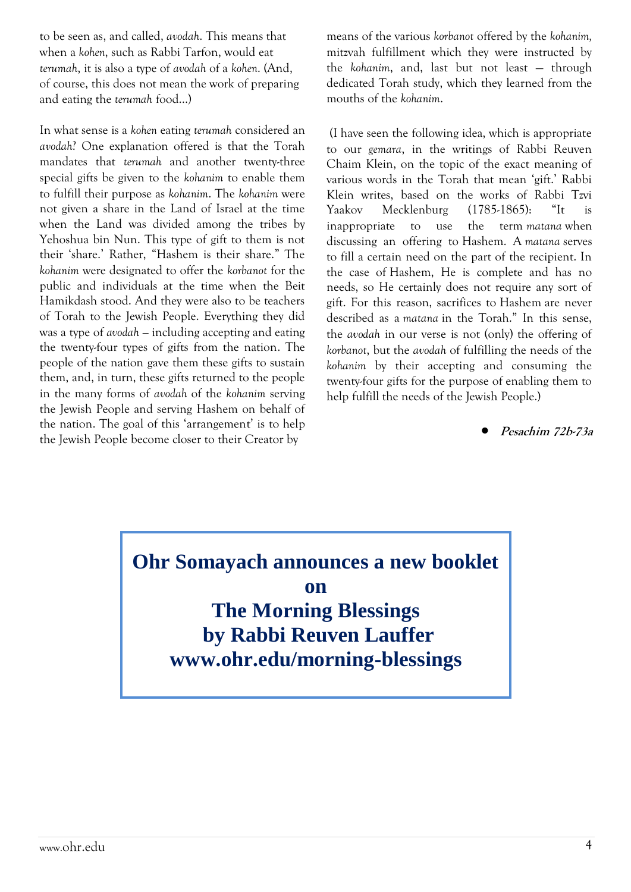to be seen as, and called, *avodah*. This means that when a *kohen*, such as Rabbi Tarfon, would eat *terumah*, it is also a type of *avodah* of a *kohen*. (And, of course, this does not mean the work of preparing and eating the *terumah* food…)

In what sense is a *kohen* eating *terumah* considered an *avodah*? One explanation offered is that the Torah mandates that *terumah* and another twenty-three special gifts be given to the *kohanim* to enable them to fulfill their purpose as *kohanim*. The *kohanim* were not given a share in the Land of Israel at the time when the Land was divided among the tribes by Yehoshua bin Nun. This type of gift to them is not their 'share.' Rather, "Hashem is their share." The *kohanim* were designated to offer the *korbanot* for the public and individuals at the time when the Beit Hamikdash stood. And they were also to be teachers of Torah to the Jewish People. Everything they did was a type of *avodah* – including accepting and eating the twenty-four types of gifts from the nation. The people of the nation gave them these gifts to sustain them, and, in turn, these gifts returned to the people in the many forms of *avodah* of the *kohanim* serving the Jewish People and serving Hashem on behalf of the nation. The goal of this 'arrangement' is to help the Jewish People become closer to their Creator by means of the various *korbanot* offered by the *kohanim*, mitzvah fulfillment which they were instructed by the *kohanim*, and, last but not least — through dedicated Torah study, which they learned from the mouths of the *kohanim*.

(I have seen the following idea, which is appropriate to our *gemara*, in the writings of Rabbi Reuven Chaim Klein, on the topic of the exact meaning of various words in the Torah that mean 'gift.' Rabbi Klein writes, based on the works of Rabbi Tzvi Yaakov Mecklenburg (1785-1865): "It is inappropriate to use the term *matana* when discussing an offering to Hashem. A *matana* serves to fill a certain need on the part of the recipient. In the case of Hashem, He is complete and has no needs, so He certainly does not require any sort of gift. For this reason, sacrifices to Hashem are never described as a *matana* in the Torah." In this sense, the *avodah* in our verse is not (only) the offering of *korbanot*, but the *avodah* of fulfilling the needs of the *kohanim* by their accepting and consuming the twenty-four gifts for the purpose of enabling them to help fulfill the needs of the Jewish People.)

- ***Pesachim 72b-73a***

**Ohr Somayach announces a new booklet on The Morning Blessings by Rabbi Reuven Lauffer www.ohr.edu/morning-blessings**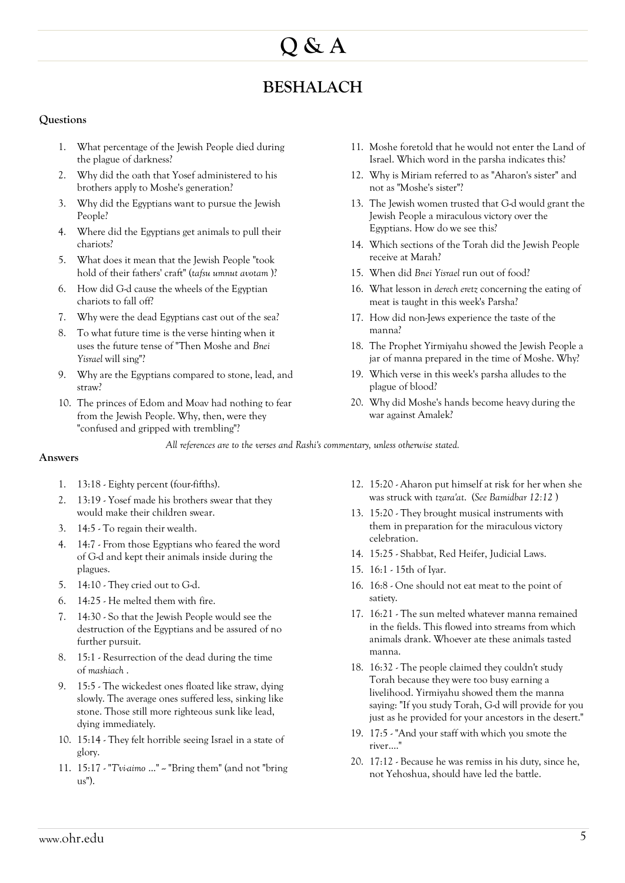# Q & A

## BESHALACH

### Questions

1. What percentage of the Jewish People died during the plague of darkness?
2. Why did the oath that Yosef administered to his brothers apply to Moshe's generation?
3. Why did the Egyptians want to pursue the Jewish People?
4. Where did the Egyptians get animals to pull their chariots?
5. What does it mean that the Jewish People "took hold of their fathers' craft" (*tafsu umnut avotam* )?
6. How did G-d cause the wheels of the Egyptian chariots to fall off?
7. Why were the dead Egyptians cast out of the sea?
8. To what future time is the verse hinting when it uses the future tense of "Then Moshe and *Bnei Yisrael* will sing"?
9. Why are the Egyptians compared to stone, lead, and straw?
10. The princes of Edom and Moav had nothing to fear from the Jewish People. Why, then, were they "confused and gripped with trembling"?
11. Moshe foretold that he would not enter the Land of Israel. Which word in the parsha indicates this?
12. Why is Miriam referred to as "Aharon's sister" and not as "Moshe's sister"?
13. The Jewish women trusted that G-d would grant the Jewish People a miraculous victory over the Egyptians. How do we see this?
14. Which sections of the Torah did the Jewish People receive at Marah?
15. When did *Bnei Yisrael* run out of food?
16. What lesson in *derech eretz* concerning the eating of meat is taught in this week's Parsha?
17. How did non-Jews experience the taste of the manna?
18. The Prophet Yirmiyahu showed the Jewish People a jar of manna prepared in the time of Moshe. Why?
19. Which verse in this week's parsha alludes to the plague of blood?
20. Why did Moshe's hands become heavy during the war against Amalek?

*All references are to the verses and Rashi's commentary, unless otherwise stated.*

### Answers

1. 13:18 - Eighty percent (four-fifths).
2. 13:19 - Yosef made his brothers swear that they would make their children swear.
3. 14:5 - To regain their wealth.
4. 14:7 - From those Egyptians who feared the word of G-d and kept their animals inside during the plagues.
5. 14:10 - They cried out to G-d.
6. 14:25 - He melted them with fire.
7. 14:30 - So that the Jewish People would see the destruction of the Egyptians and be assured of no further pursuit.
8. 15:1 - Resurrection of the dead during the time of *mashiach* .
9. 15:5 - The wickedest ones floated like straw, dying slowly. The average ones suffered less, sinking like stone. Those still more righteous sunk like lead, dying immediately.
10. 15:14 - They felt horrible seeing Israel in a state of glory.
11. 15:17 - "*T'vi-aimo* ..." ~ "Bring them" (and not "bring us").
12. 15:20 - Aharon put himself at risk for her when she was struck with *tzara'at*. (*See Bamidbar 12:12* )
13. 15:20 - They brought musical instruments with them in preparation for the miraculous victory celebration.
14. 15:25 - Shabbat, Red Heifer, Judicial Laws.
15. 16:1 - 15th of Iyar.
16. 16:8 - One should not eat meat to the point of satiety.
17. 16:21 - The sun melted whatever manna remained in the fields. This flowed into streams from which animals drank. Whoever ate these animals tasted manna.
18. 16:32 - The people claimed they couldn't study Torah because they were too busy earning a livelihood. Yirmiyahu showed them the manna saying: "If you study Torah, G-d will provide for you just as he provided for your ancestors in the desert."
19. 17:5 - "And your staff with which you smote the river...."
20. 17:12 - Because he was remiss in his duty, since he, not Yehoshua, should have led the battle.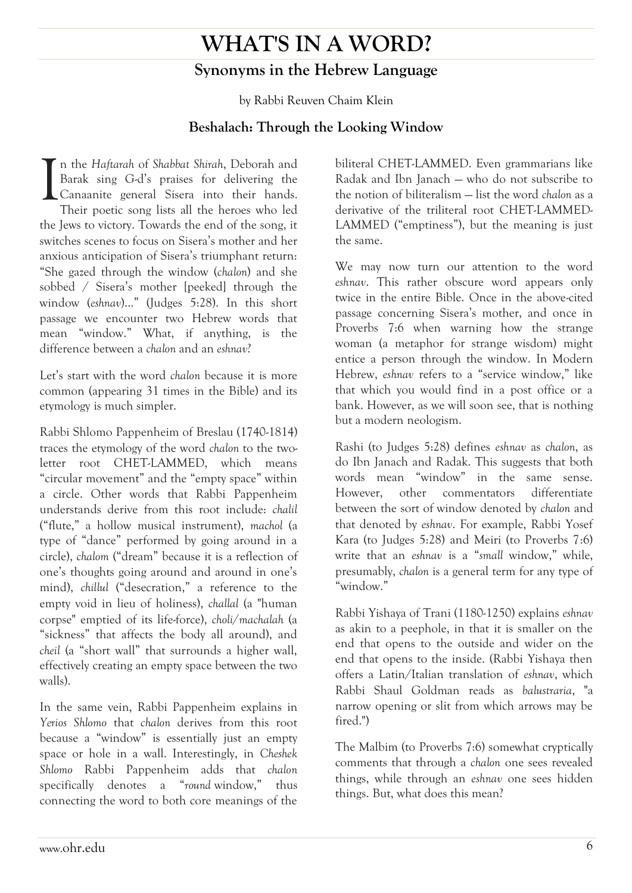# WHAT'S IN A WORD?

## Synonyms in the Hebrew Language

by Rabbi Reuven Chaim Klein

### Beshalach: Through the Looking Window

In the *Haftarah* of *Shabbat Shirah*, Deborah and Barak sing G-d's praises for delivering the Canaanite general Sisera into their hands. Their poetic song lists all the heroes who led the Jews to victory. Towards the end of the song, it switches scenes to focus on Sisera's mother and her anxious anticipation of Sisera's triumphant return: "She gazed through the window (*chalon*) and she sobbed / Sisera's mother [peeked] through the window (*eshnav*)..." (Judges 5:28). In this short passage we encounter two Hebrew words that mean "window." What, if anything, is the difference between a *chalon* and an *eshnav*?

Let's start with the word *chalon* because it is more common (appearing 31 times in the Bible) and its etymology is much simpler.

Rabbi Shlomo Pappenheim of Breslau (1740-1814) traces the etymology of the word *chalon* to the two-letter root CHET-LAMMED, which means "circular movement" and the "empty space" within a circle. Other words that Rabbi Pappenheim understands derive from this root include: *chalil* ("flute," a hollow musical instrument), *machol* (a type of "dance" performed by going around in a circle), *chalom* ("dream" because it is a reflection of one's thoughts going around and around in one's mind), *chillul* ("desecration," a reference to the empty void in lieu of holiness), *challal* (a "human corpse" emptied of its life-force), *choli/machalah* (a "sickness" that affects the body all around), and *cheil* (a "short wall" that surrounds a higher wall, effectively creating an empty space between the two walls).

In the same vein, Rabbi Pappenheim explains in *Yerios Shlomo* that *chalon* derives from this root because a "window" is essentially just an empty space or hole in a wall. Interestingly, in *Cheshek Shlomo* Rabbi Pappenheim adds that *chalon* specifically denotes a "*round* window," thus connecting the word to both core meanings of the biliteral CHET-LAMMED. Even grammarians like Radak and Ibn Janach — who do not subscribe to the notion of biliteralism — list the word *chalon* as a derivative of the triliteral root CHET-LAMMED-LAMMED ("emptiness"), but the meaning is just the same.

We may now turn our attention to the word *eshnav*. This rather obscure word appears only twice in the entire Bible. Once in the above-cited passage concerning Sisera's mother, and once in Proverbs 7:6 when warning how the strange woman (a metaphor for strange wisdom) might entice a person through the window. In Modern Hebrew, *eshnav* refers to a "service window," like that which you would find in a post office or a bank. However, as we will soon see, that is nothing but a modern neologism.

Rashi (to Judges 5:28) defines *eshnav* as *chalon*, as do Ibn Janach and Radak. This suggests that both words mean "window" in the same sense. However, other commentators differentiate between the sort of window denoted by *chalon* and that denoted by *eshnav*. For example, Rabbi Yosef Kara (to Judges 5:28) and Meiri (to Proverbs 7:6) write that an *eshnav* is a "*small* window," while, presumably, *chalon* is a general term for any type of "window."

Rabbi Yishaya of Trani (1180-1250) explains *eshnav* as akin to a peephole, in that it is smaller on the end that opens to the outside and wider on the end that opens to the inside. (Rabbi Yishaya then offers a Latin/Italian translation of *eshnav*, which Rabbi Shaul Goldman reads as *balustraria*, "a narrow opening or slit from which arrows may be fired.")

The Malbim (to Proverbs 7:6) somewhat cryptically comments that through a *chalon* one sees revealed things, while through an *eshnav* one sees hidden things. But, what does this mean?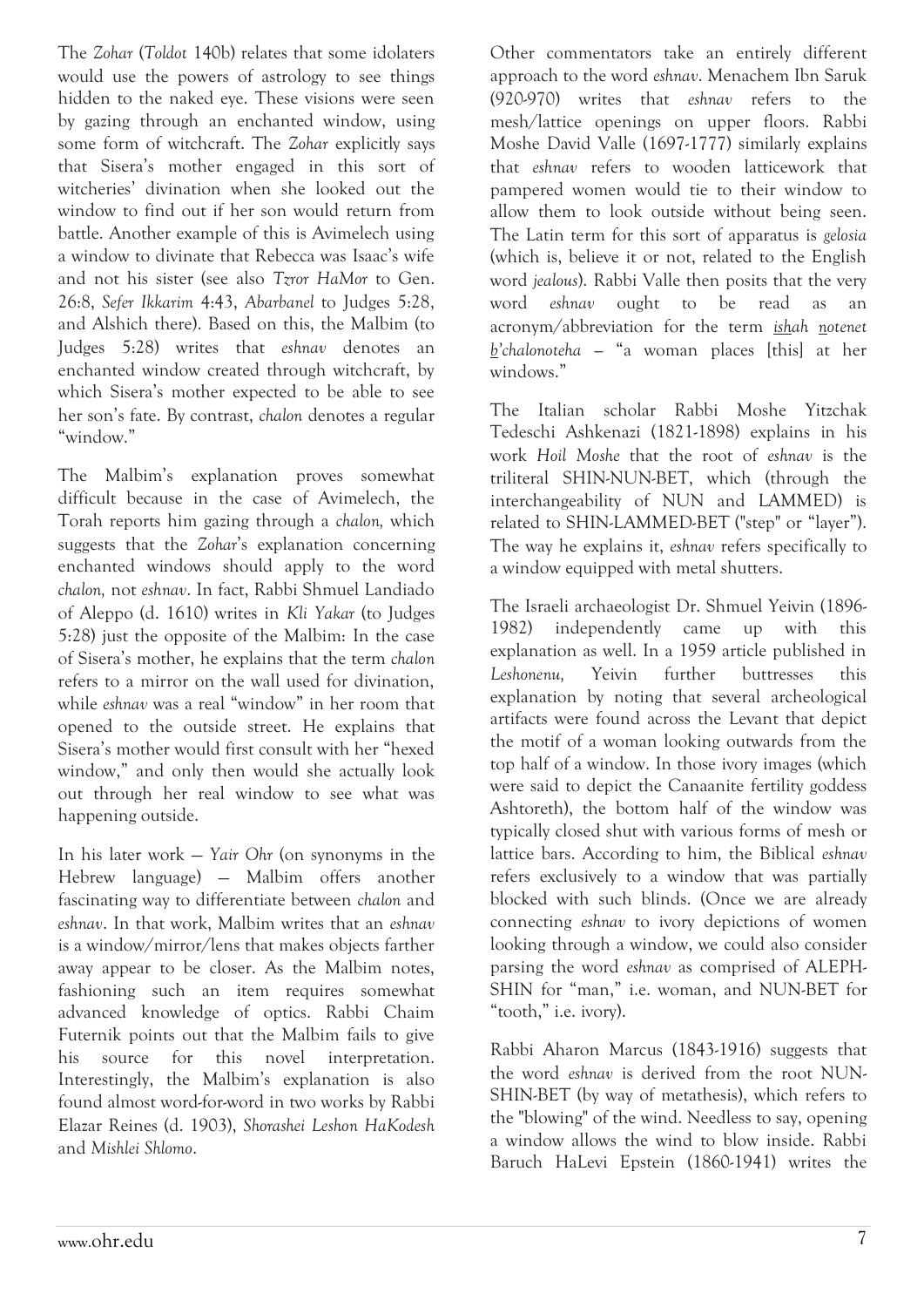The *Zohar* (*Toldot* 140b) relates that some idolaters would use the powers of astrology to see things hidden to the naked eye. These visions were seen by gazing through an enchanted window, using some form of witchcraft. The *Zohar* explicitly says that Sisera's mother engaged in this sort of witcheries' divination when she looked out the window to find out if her son would return from battle. Another example of this is Avimelech using a window to divinate that Rebecca was Isaac's wife and not his sister (see also *Tzror HaMor* to Gen. 26:8, *Sefer Ikkarim* 4:43, *Abarbanel* to Judges 5:28, and Alshich there). Based on this, the Malbim (to Judges 5:28) writes that *eshnav* denotes an enchanted window created through witchcraft, by which Sisera's mother expected to be able to see her son's fate. By contrast, *chalon* denotes a regular "window."

The Malbim's explanation proves somewhat difficult because in the case of Avimelech, the Torah reports him gazing through a *chalon,* which suggests that the *Zohar*'s explanation concerning enchanted windows should apply to the word *chalon,* not *eshnav*. In fact, Rabbi Shmuel Landiado of Aleppo (d. 1610) writes in *Kli Yakar* (to Judges 5:28) just the opposite of the Malbim: In the case of Sisera's mother, he explains that the term *chalon* refers to a mirror on the wall used for divination, while *eshnav* was a real "window" in her room that opened to the outside street. He explains that Sisera's mother would first consult with her "hexed window," and only then would she actually look out through her real window to see what was happening outside.

In his later work — *Yair Ohr* (on synonyms in the Hebrew language) — Malbim offers another fascinating way to differentiate between *chalon* and *eshnav*. In that work, Malbim writes that an *eshnav* is a window/mirror/lens that makes objects farther away appear to be closer. As the Malbim notes, fashioning such an item requires somewhat advanced knowledge of optics. Rabbi Chaim Futernik points out that the Malbim fails to give his source for this novel interpretation. Interestingly, the Malbim's explanation is also found almost word-for-word in two works by Rabbi Elazar Reines (d. 1903), *Shorashei Leshon HaKodesh* and *Mishlei Shlomo*.

Other commentators take an entirely different approach to the word *eshnav*. Menachem Ibn Saruk (920-970) writes that *eshnav* refers to the mesh/lattice openings on upper floors. Rabbi Moshe David Valle (1697-1777) similarly explains that *eshnav* refers to wooden latticework that pampered women would tie to their window to allow them to look outside without being seen. The Latin term for this sort of apparatus is *gelosia* (which is, believe it or not, related to the English word *jealous*). Rabbi Valle then posits that the very word *eshnav* ought to be read as an acronym/abbreviation for the term *ishah notenet b'chalonoteha* – "a woman places [this] at her windows."

The Italian scholar Rabbi Moshe Yitzchak Tedeschi Ashkenazi (1821-1898) explains in his work *Hoil Moshe* that the root of *eshnav* is the triliteral SHIN-NUN-BET, which (through the interchangeability of NUN and LAMMED) is related to SHIN-LAMMED-BET ("step" or "layer"). The way he explains it, *eshnav* refers specifically to a window equipped with metal shutters.

The Israeli archaeologist Dr. Shmuel Yeivin (1896-1982) independently came up with this explanation as well. In a 1959 article published in *Leshonenu,* Yeivin further buttresses this explanation by noting that several archeological artifacts were found across the Levant that depict the motif of a woman looking outwards from the top half of a window. In those ivory images (which were said to depict the Canaanite fertility goddess Ashtoreth), the bottom half of the window was typically closed shut with various forms of mesh or lattice bars. According to him, the Biblical *eshnav* refers exclusively to a window that was partially blocked with such blinds. (Once we are already connecting *eshnav* to ivory depictions of women looking through a window, we could also consider parsing the word *eshnav* as comprised of ALEPH-SHIN for "man," i.e. woman, and NUN-BET for "tooth," i.e. ivory).

Rabbi Aharon Marcus (1843-1916) suggests that the word *eshnav* is derived from the root NUN-SHIN-BET (by way of metathesis), which refers to the "blowing" of the wind. Needless to say, opening a window allows the wind to blow inside. Rabbi Baruch HaLevi Epstein (1860-1941) writes the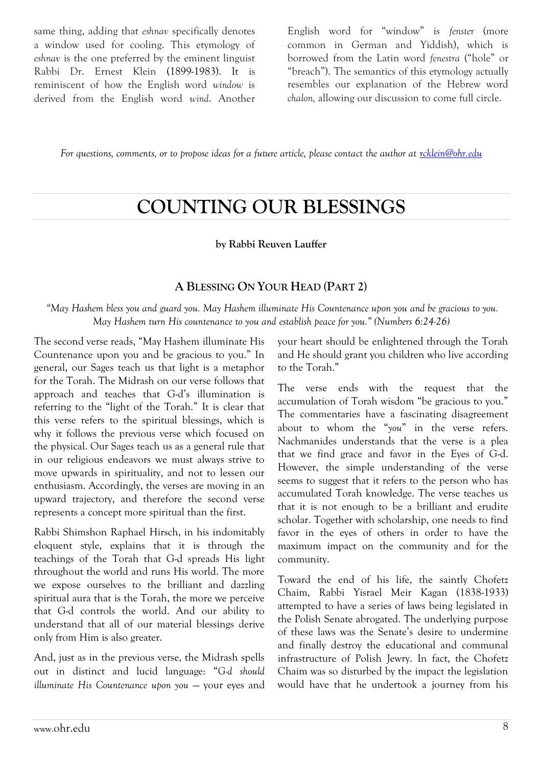same thing, adding that *eshnav* specifically denotes a window used for cooling. This etymology of *eshnav* is the one preferred by the eminent linguist Rabbi Dr. Ernest Klein (1899-1983). It is reminiscent of how the English word *window* is derived from the English word *wind*. Another English word for "window" is *fenster* (more common in German and Yiddish), which is borrowed from the Latin word *fenestra* ("hole" or "breach"). The semantics of this etymology actually resembles our explanation of the Hebrew word *chalon*, allowing our discussion to come full circle.

*For questions, comments, or to propose ideas for a future article, please contact the author at [rcklein@ohr.edu](mailto:rcklein@ohr.edu)*

# COUNTING OUR BLESSINGS

**by Rabbi Reuven Lauffer**

## A Blessing On Your Head (Part 2)

*"May Hashem bless you and guard you. May Hashem illuminate His Countenance upon you and be gracious to you. May Hashem turn His countenance to you and establish peace for you." (Numbers 6:24-26)*

The second verse reads, "May Hashem illuminate His Countenance upon you and be gracious to you." In general, our Sages teach us that light is a metaphor for the Torah. The Midrash on our verse follows that approach and teaches that G-d's illumination is referring to the "light of the Torah." It is clear that this verse refers to the spiritual blessings, which is why it follows the previous verse which focused on the physical. Our Sages teach us as a general rule that in our religious endeavors we must always strive to move upwards in spirituality, and not to lessen our enthusiasm. Accordingly, the verses are moving in an upward trajectory, and therefore the second verse represents a concept more spiritual than the first.

Rabbi Shimshon Raphael Hirsch, in his indomitably eloquent style, explains that it is through the teachings of the Torah that G-d spreads His light throughout the world and runs His world. The more we expose ourselves to the brilliant and dazzling spiritual aura that is the Torah, the more we perceive that G-d controls the world. And our ability to understand that all of our material blessings derive only from Him is also greater.

And, just as in the previous verse, the Midrash spells out in distinct and lucid language: "*G-d should illuminate His Countenance upon you* — your eyes and your heart should be enlightened through the Torah and He should grant you children who live according to the Torah."

The verse ends with the request that the accumulation of Torah wisdom "be gracious to you." The commentaries have a fascinating disagreement about to whom the "*you*" in the verse refers. Nachmanides understands that the verse is a plea that we find grace and favor in the Eyes of G-d. However, the simple understanding of the verse seems to suggest that it refers to the person who has accumulated Torah knowledge. The verse teaches us that it is not enough to be a brilliant and erudite scholar. Together with scholarship, one needs to find favor in the eyes of others in order to have the maximum impact on the community and for the community.

Toward the end of his life, the saintly Chofetz Chaim, Rabbi Yisrael Meir Kagan (1838-1933) attempted to have a series of laws being legislated in the Polish Senate abrogated. The underlying purpose of these laws was the Senate's desire to undermine and finally destroy the educational and communal infrastructure of Polish Jewry. In fact, the Chofetz Chaim was so disturbed by the impact the legislation would have that he undertook a journey from his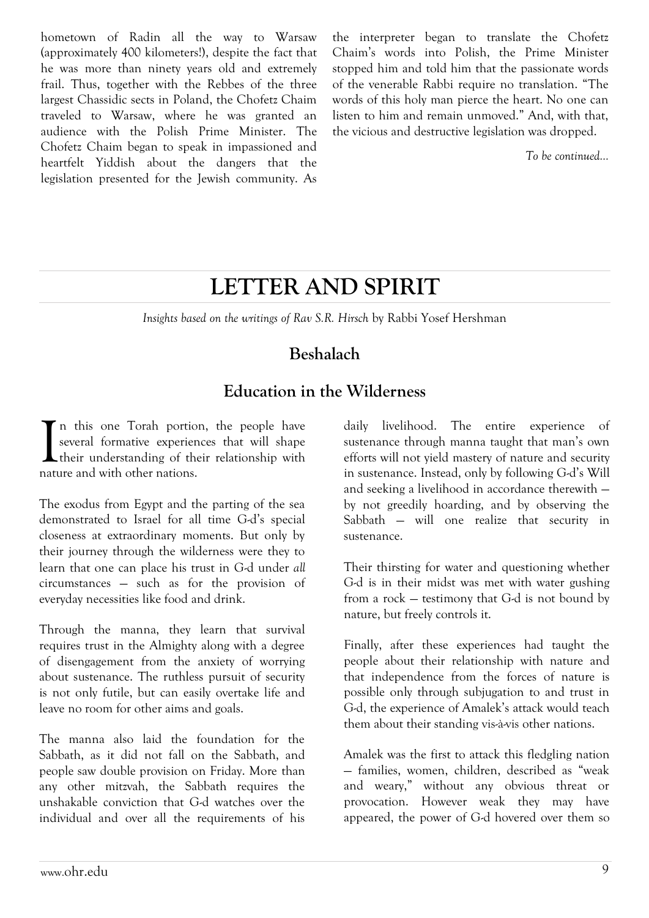hometown of Radin all the way to Warsaw (approximately 400 kilometers!), despite the fact that he was more than ninety years old and extremely frail. Thus, together with the Rebbes of the three largest Chassidic sects in Poland, the Chofetz Chaim traveled to Warsaw, where he was granted an audience with the Polish Prime Minister. The Chofetz Chaim began to speak in impassioned and heartfelt Yiddish about the dangers that the legislation presented for the Jewish community. As the interpreter began to translate the Chofetz Chaim's words into Polish, the Prime Minister stopped him and told him that the passionate words of the venerable Rabbi require no translation. "The words of this holy man pierce the heart. No one can listen to him and remain unmoved." And, with that, the vicious and destructive legislation was dropped.

*To be continued...*

# LETTER AND SPIRIT

*Insights based on the writings of Rav S.R. Hirsch* by Rabbi Yosef Hershman

## Beshalach

## Education in the Wilderness

In this one Torah portion, the people have several formative experiences that will shape their understanding of their relationship with nature and with other nations.

The exodus from Egypt and the parting of the sea demonstrated to Israel for all time G-d's special closeness at extraordinary moments. But only by their journey through the wilderness were they to learn that one can place his trust in G-d under *all* circumstances — such as for the provision of everyday necessities like food and drink.

Through the manna, they learn that survival requires trust in the Almighty along with a degree of disengagement from the anxiety of worrying about sustenance. The ruthless pursuit of security is not only futile, but can easily overtake life and leave no room for other aims and goals.

The manna also laid the foundation for the Sabbath, as it did not fall on the Sabbath, and people saw double provision on Friday. More than any other mitzvah, the Sabbath requires the unshakable conviction that G-d watches over the individual and over all the requirements of his daily livelihood. The entire experience of sustenance through manna taught that man's own efforts will not yield mastery of nature and security in sustenance. Instead, only by following G-d's Will and seeking a livelihood in accordance therewith — by not greedily hoarding, and by observing the Sabbath — will one realize that security in sustenance.

Their thirsting for water and questioning whether G-d is in their midst was met with water gushing from a rock — testimony that G-d is not bound by nature, but freely controls it.

Finally, after these experiences had taught the people about their relationship with nature and that independence from the forces of nature is possible only through subjugation to and trust in G-d, the experience of Amalek's attack would teach them about their standing vis-à-vis other nations.

Amalek was the first to attack this fledgling nation — families, women, children, described as "weak and weary," without any obvious threat or provocation. However weak they may have appeared, the power of G-d hovered over them so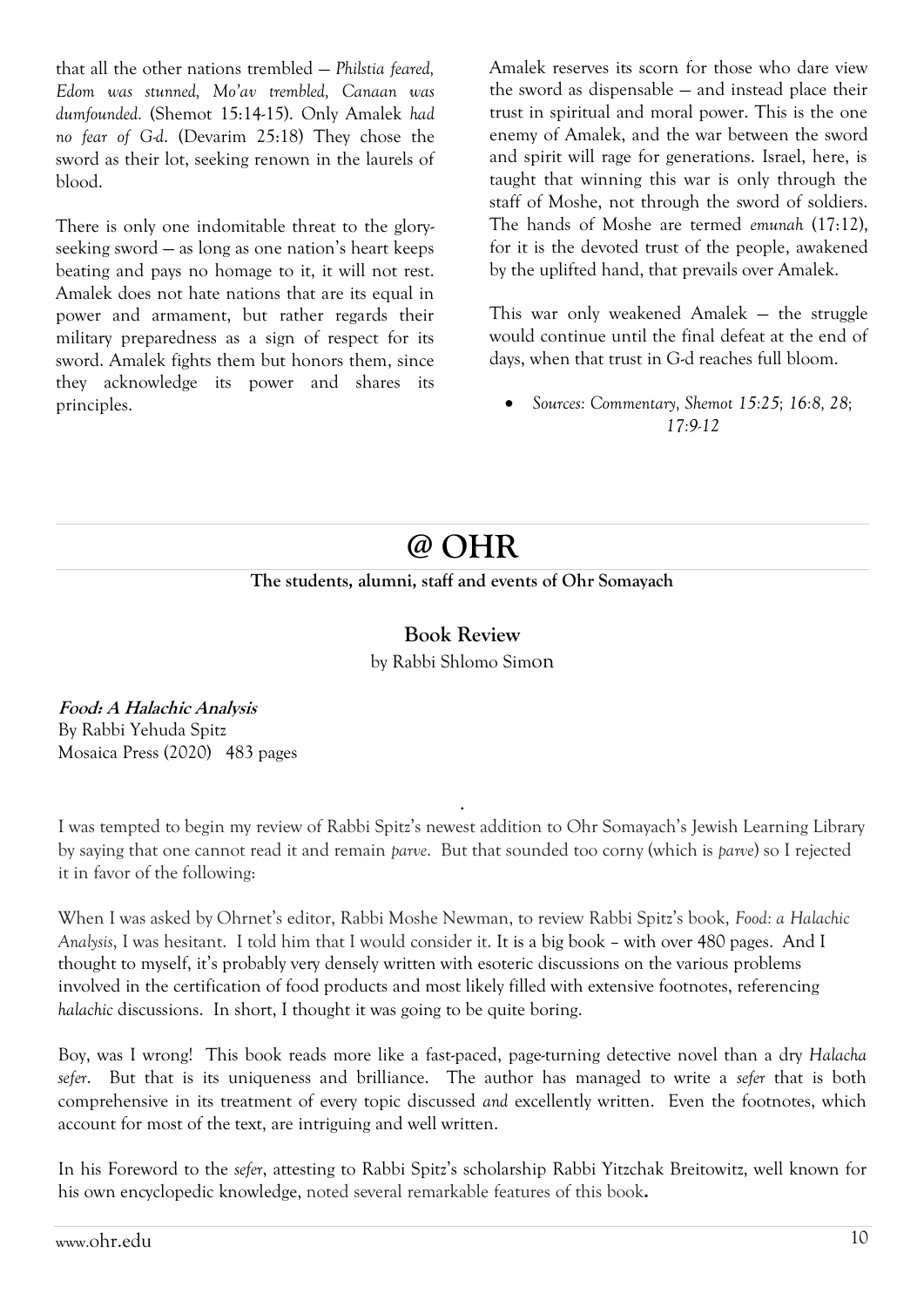that all the other nations trembled — *Philstia feared, Edom was stunned, Mo'av trembled, Canaan was dumfounded.* (Shemot 15:14-15). Only Amalek *had no fear of G-d.* (Devarim 25:18) They chose the sword as their lot, seeking renown in the laurels of blood.

There is only one indomitable threat to the glory-seeking sword — as long as one nation's heart keeps beating and pays no homage to it, it will not rest. Amalek does not hate nations that are its equal in power and armament, but rather regards their military preparedness as a sign of respect for its sword. Amalek fights them but honors them, since they acknowledge its power and shares its principles.

Amalek reserves its scorn for those who dare view the sword as dispensable — and instead place their trust in spiritual and moral power. This is the one enemy of Amalek, and the war between the sword and spirit will rage for generations. Israel, here, is taught that winning this war is only through the staff of Moshe, not through the sword of soldiers. The hands of Moshe are termed *emunah* (17:12), for it is the devoted trust of the people, awakened by the uplifted hand, that prevails over Amalek.

This war only weakened Amalek — the struggle would continue until the final defeat at the end of days, when that trust in G-d reaches full bloom.

- *Sources: Commentary, Shemot 15:25; 16:8, 28; 17:9-12*

# @ OHR

**The students, alumni, staff and events of Ohr Somayach**

## Book Review

by Rabbi Shlomo Simon

***Food: A Halachic Analysis***
By Rabbi Yehuda Spitz
Mosaica Press (2020) 483 pages

I was tempted to begin my review of Rabbi Spitz's newest addition to Ohr Somayach's Jewish Learning Library by saying that one cannot read it and remain *parve*. But that sounded too corny (which is *parve*) so I rejected it in favor of the following:

When I was asked by Ohrnet's editor, Rabbi Moshe Newman, to review Rabbi Spitz's book, *Food: a Halachic Analysis*, I was hesitant. I told him that I would consider it. It is a big book – with over 480 pages. And I thought to myself, it's probably very densely written with esoteric discussions on the various problems involved in the certification of food products and most likely filled with extensive footnotes, referencing *halachic* discussions. In short, I thought it was going to be quite boring.

Boy, was I wrong! This book reads more like a fast-paced, page-turning detective novel than a dry *Halacha sefer*. But that is its uniqueness and brilliance. The author has managed to write a *sefer* that is both comprehensive in its treatment of every topic discussed *and* excellently written. Even the footnotes, which account for most of the text, are intriguing and well written.

In his Foreword to the *sefer*, attesting to Rabbi Spitz's scholarship Rabbi Yitzchak Breitowitz, well known for his own encyclopedic knowledge, noted several remarkable features of this book**.**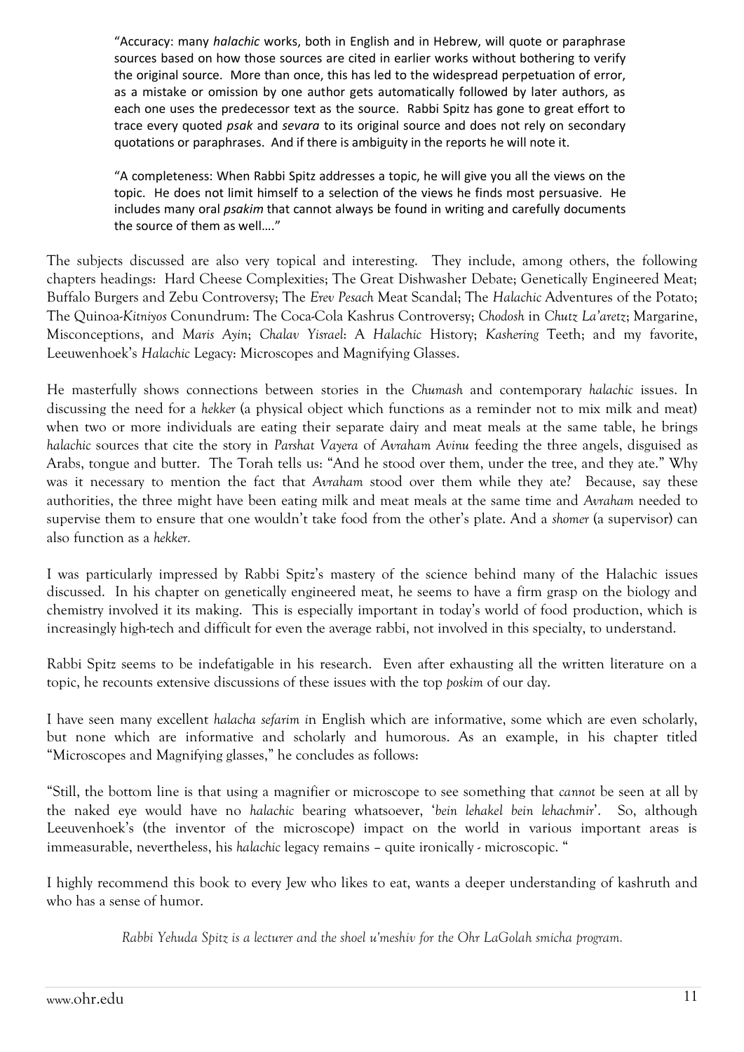"Accuracy: many *halachic* works, both in English and in Hebrew, will quote or paraphrase sources based on how those sources are cited in earlier works without bothering to verify the original source. More than once, this has led to the widespread perpetuation of error, as a mistake or omission by one author gets automatically followed by later authors, as each one uses the predecessor text as the source. Rabbi Spitz has gone to great effort to trace every quoted *psak* and *sevara* to its original source and does not rely on secondary quotations or paraphrases. And if there is ambiguity in the reports he will note it.

"A completeness: When Rabbi Spitz addresses a topic, he will give you all the views on the topic. He does not limit himself to a selection of the views he finds most persuasive. He includes many oral *psakim* that cannot always be found in writing and carefully documents the source of them as well…."

The subjects discussed are also very topical and interesting. They include, among others, the following chapters headings: Hard Cheese Complexities; The Great Dishwasher Debate; Genetically Engineered Meat; Buffalo Burgers and Zebu Controversy; The *Erev Pesach* Meat Scandal; The *Halachic* Adventures of the Potato; The Quinoa-*Kitniyos* Conundrum: The Coca-Cola Kashrus Controversy; *Chodosh* in *Chutz La'aretz*; Margarine, Misconceptions, and *Maris Ayin*; *Chalav Yisrael*: A *Halachic* History; *Kashering* Teeth; and my favorite, Leeuwenhoek's *Halachic* Legacy: Microscopes and Magnifying Glasses.

He masterfully shows connections between stories in the *Chumash* and contemporary *halachic* issues. In discussing the need for a *hekker* (a physical object which functions as a reminder not to mix milk and meat) when two or more individuals are eating their separate dairy and meat meals at the same table, he brings *halachic* sources that cite the story in *Parshat Vayera* of *Avraham Avinu* feeding the three angels, disguised as Arabs, tongue and butter. The Torah tells us: "And he stood over them, under the tree, and they ate." Why was it necessary to mention the fact that *Avraham* stood over them while they ate? Because, say these authorities, the three might have been eating milk and meat meals at the same time and *Avraham* needed to supervise them to ensure that one wouldn't take food from the other's plate. And a *shomer* (a supervisor) can also function as a *hekker.*

I was particularly impressed by Rabbi Spitz's mastery of the science behind many of the Halachic issues discussed. In his chapter on genetically engineered meat, he seems to have a firm grasp on the biology and chemistry involved it its making. This is especially important in today's world of food production, which is increasingly high-tech and difficult for even the average rabbi, not involved in this specialty, to understand.

Rabbi Spitz seems to be indefatigable in his research. Even after exhausting all the written literature on a topic, he recounts extensive discussions of these issues with the top *poskim* of our day.

I have seen many excellent *halacha sefarim i*n English which are informative, some which are even scholarly, but none which are informative and scholarly and humorous. As an example, in his chapter titled "Microscopes and Magnifying glasses," he concludes as follows:

"Still, the bottom line is that using a magnifier or microscope to see something that *cannot* be seen at all by the naked eye would have no *halachic* bearing whatsoever, '*bein lehakel bein lehachmir*'. So, although Leeuvenhoek's (the inventor of the microscope) impact on the world in various important areas is immeasurable, nevertheless, his *halachic* legacy remains – quite ironically - microscopic. "

I highly recommend this book to every Jew who likes to eat, wants a deeper understanding of kashruth and who has a sense of humor.

*Rabbi Yehuda Spitz is a lecturer and the shoel u'meshiv for the Ohr LaGolah smicha program.*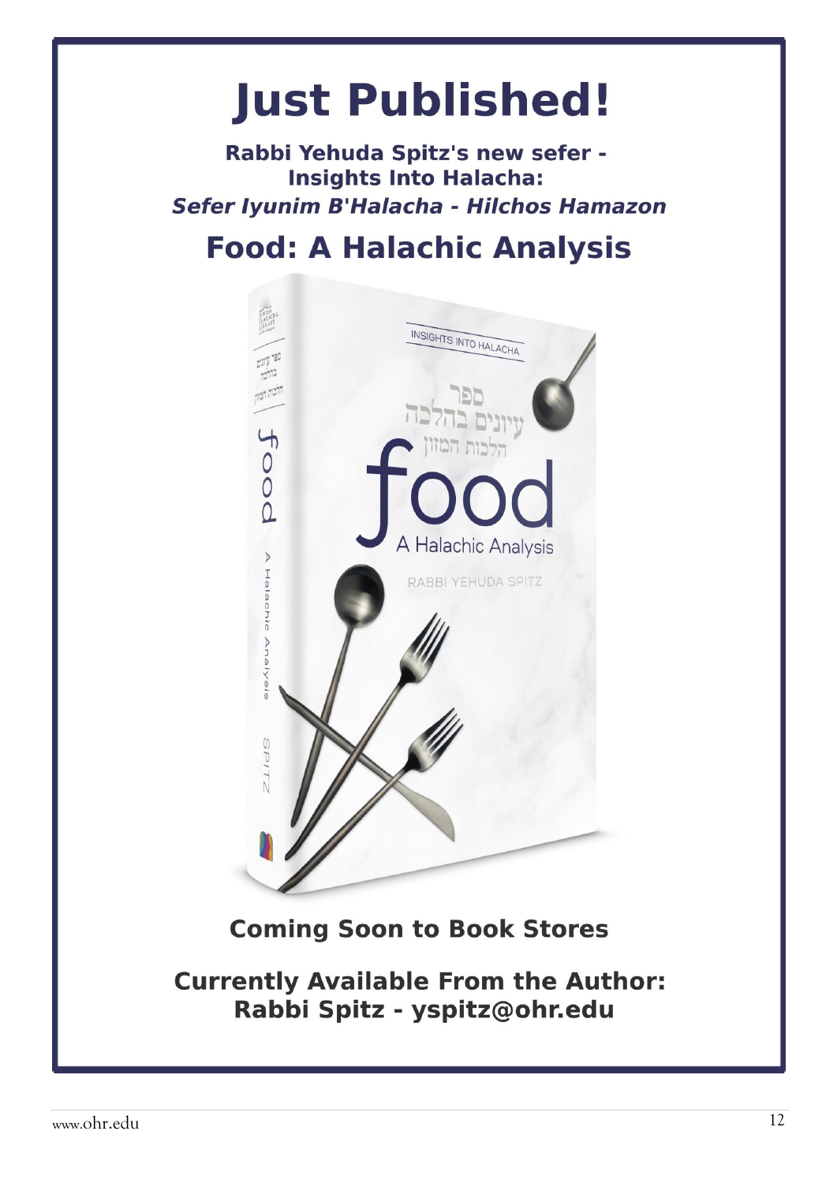# Just Published!

**Rabbi Yehuda Spitz's new sefer -**
**Insights Into Halacha:**
***Sefer Iyunim B'Halacha - Hilchos Hamazon***

## Food: A Halachic Analysis

**Coming Soon to Book Stores**

**Currently Available From the Author:**
**Rabbi Spitz - yspitz@ohr.edu**